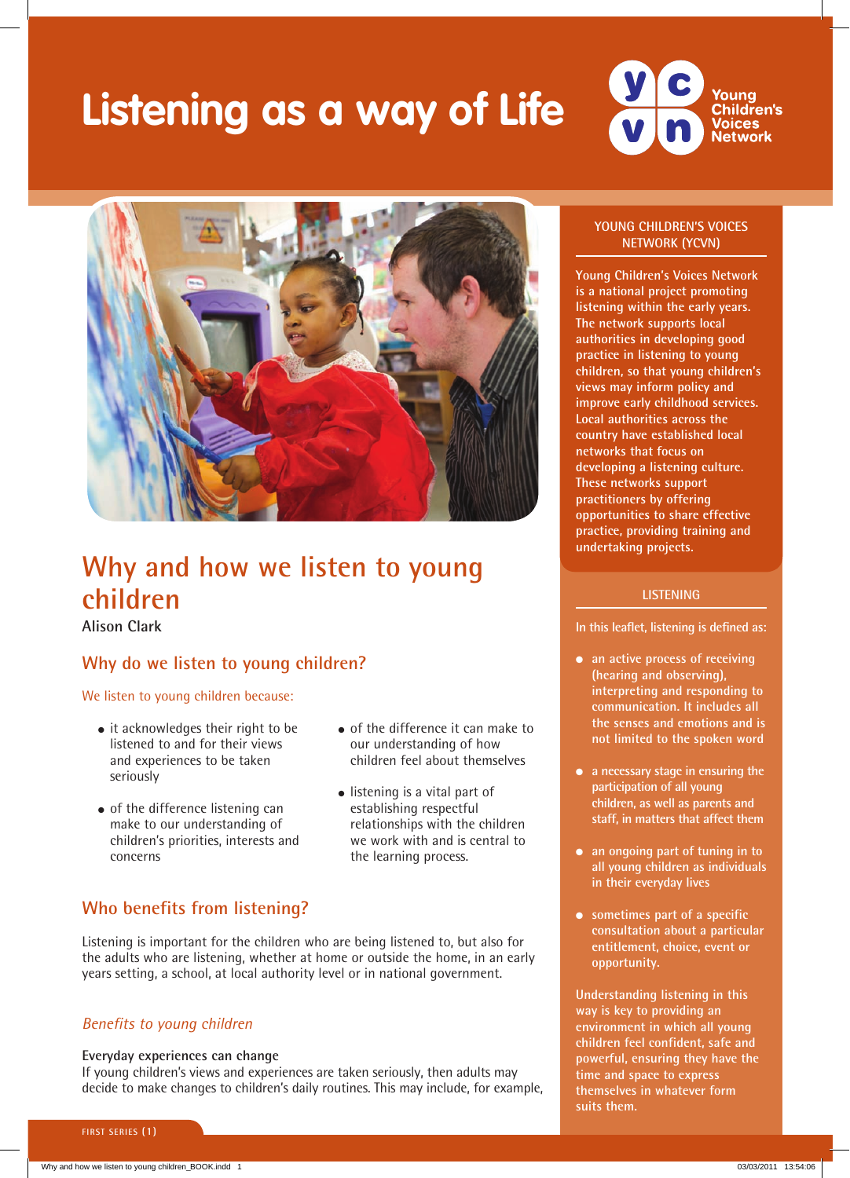# Listening as a way of Life

Young Children's Voices Network

## Why and how we listen to young children

**Alison Clark**

### Why do we listen to young children?

We listen to young children because:

- it acknowledges their right to be listened to and for their views and experiences to be taken seriously
- of the difference listening can make to our understanding of children's priorities, interests and concerns
- of the difference it can make to our understanding of how children feel about themselves
- listening is a vital part of establishing respectful relationships with the children we work with and is central to the learning process.

### Who benefits from listening?

Listening is important for the children who are being listened to, but also for the adults who are listening, whether at home or outside the home, in an early years setting, a school, at local authority level or in national government.

#### *Benefits to young children*

**Everyday experiences can change**

If young children's views and experiences are taken seriously, then adults may decide to make changes to children's daily routines. This may include, for example,

---

**YOUNG CHILDREN'S VOICES NETWORK (YCVN)**

Young Children's Voices Network is a national project promoting listening within the early years. The network supports local authorities in developing good practice in listening to young children, so that young children's views may inform policy and improve early childhood services. Local authorities across the country have established local networks that focus on developing a listening culture. These networks support practitioners by offering opportunities to share effective practice, providing training and undertaking projects.

**LISTENING**

In this leaflet, listening is defined as:

- an active process of receiving (hearing and observing), interpreting and responding to communication. It includes all the senses and emotions and is not limited to the spoken word
- a necessary stage in ensuring the participation of all young children, as well as parents and staff, in matters that affect them
- an ongoing part of tuning in to all young children as individuals in their everyday lives
- sometimes part of a specific consultation about a particular entitlement, choice, event or opportunity.

Understanding listening in this way is key to providing an environment in which all young children feel confident, safe and powerful, ensuring they have the time and space to express themselves in whatever form suits them.

FIRST SERIES (1)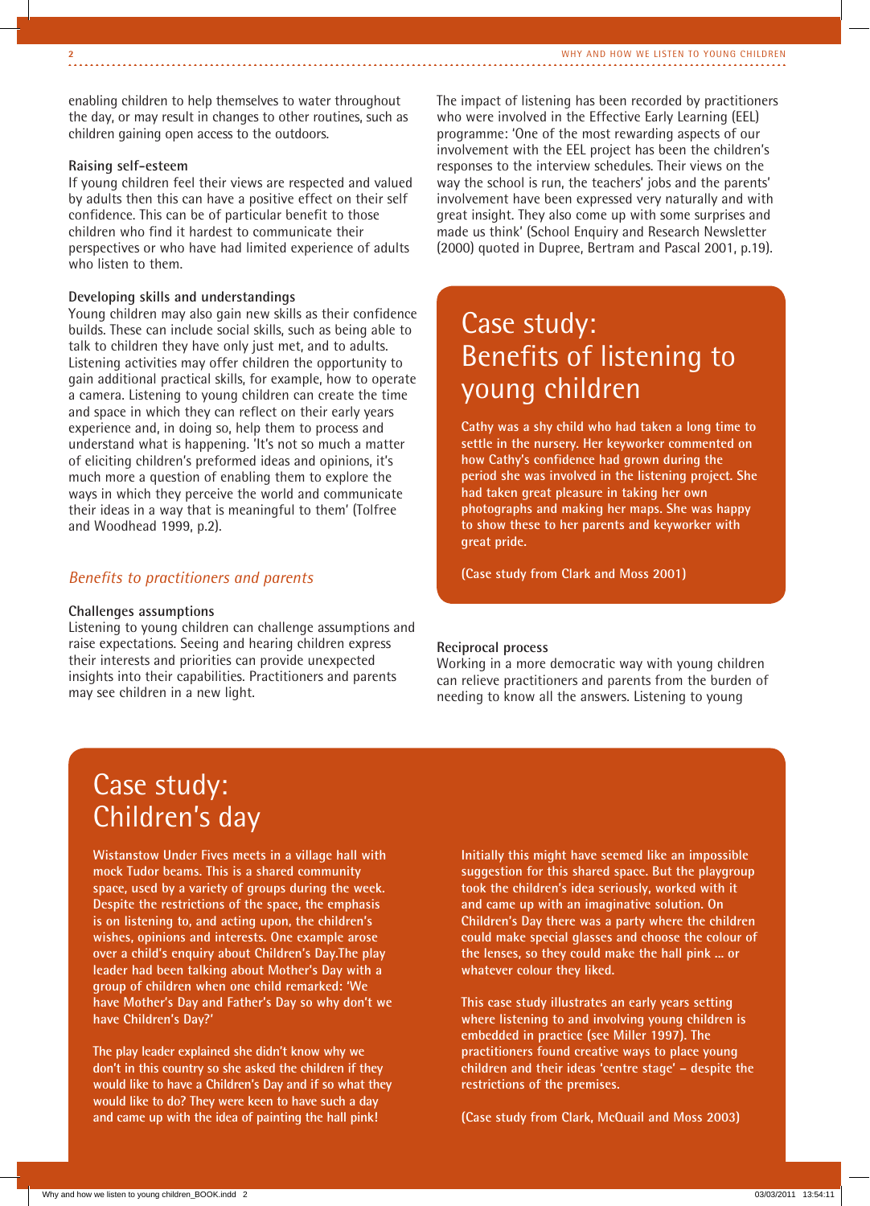enabling children to help themselves to water throughout the day, or may result in changes to other routines, such as children gaining open access to the outdoors.

**Raising self-esteem**

If young children feel their views are respected and valued by adults then this can have a positive effect on their self confidence. This can be of particular benefit to those children who find it hardest to communicate their perspectives or who have had limited experience of adults who listen to them.

**Developing skills and understandings**

Young children may also gain new skills as their confidence builds. These can include social skills, such as being able to talk to children they have only just met, and to adults. Listening activities may offer children the opportunity to gain additional practical skills, for example, how to operate a camera. Listening to young children can create the time and space in which they can reflect on their early years experience and, in doing so, help them to process and understand what is happening. 'It's not so much a matter of eliciting children's preformed ideas and opinions, it's much more a question of enabling them to explore the ways in which they perceive the world and communicate their ideas in a way that is meaningful to them' (Tolfree and Woodhead 1999, p.2).

## *Benefits to practitioners and parents*

**Challenges assumptions**

Listening to young children can challenge assumptions and raise expectations. Seeing and hearing children express their interests and priorities can provide unexpected insights into their capabilities. Practitioners and parents may see children in a new light.

The impact of listening has been recorded by practitioners who were involved in the Effective Early Learning (EEL) programme: 'One of the most rewarding aspects of our involvement with the EEL project has been the children's responses to the interview schedules. Their views on the way the school is run, the teachers' jobs and the parents' involvement have been expressed very naturally and with great insight. They also come up with some surprises and made us think' (School Enquiry and Research Newsletter (2000) quoted in Dupree, Bertram and Pascal 2001, p.19).

## Case study: Benefits of listening to young children

**Cathy was a shy child who had taken a long time to settle in the nursery. Her keyworker commented on how Cathy's confidence had grown during the period she was involved in the listening project. She had taken great pleasure in taking her own photographs and making her maps. She was happy to show these to her parents and keyworker with great pride.**

**(Case study from Clark and Moss 2001)**

**Reciprocal process**

Working in a more democratic way with young children can relieve practitioners and parents from the burden of needing to know all the answers. Listening to young

## Case study: Children's day

**Wistanstow Under Fives meets in a village hall with mock Tudor beams. This is a shared community space, used by a variety of groups during the week. Despite the restrictions of the space, the emphasis is on listening to, and acting upon, the children's wishes, opinions and interests. One example arose over a child's enquiry about Children's Day.The play leader had been talking about Mother's Day with a group of children when one child remarked: 'We have Mother's Day and Father's Day so why don't we have Children's Day?'**

**The play leader explained she didn't know why we don't in this country so she asked the children if they would like to have a Children's Day and if so what they would like to do? They were keen to have such a day and came up with the idea of painting the hall pink!**

**Initially this might have seemed like an impossible suggestion for this shared space. But the playgroup took the children's idea seriously, worked with it and came up with an imaginative solution. On Children's Day there was a party where the children could make special glasses and choose the colour of the lenses, so they could make the hall pink ... or whatever colour they liked.**

**This case study illustrates an early years setting where listening to and involving young children is embedded in practice (see Miller 1997). The practitioners found creative ways to place young children and their ideas 'centre stage' – despite the restrictions of the premises.**

**(Case study from Clark, McQuail and Moss 2003)**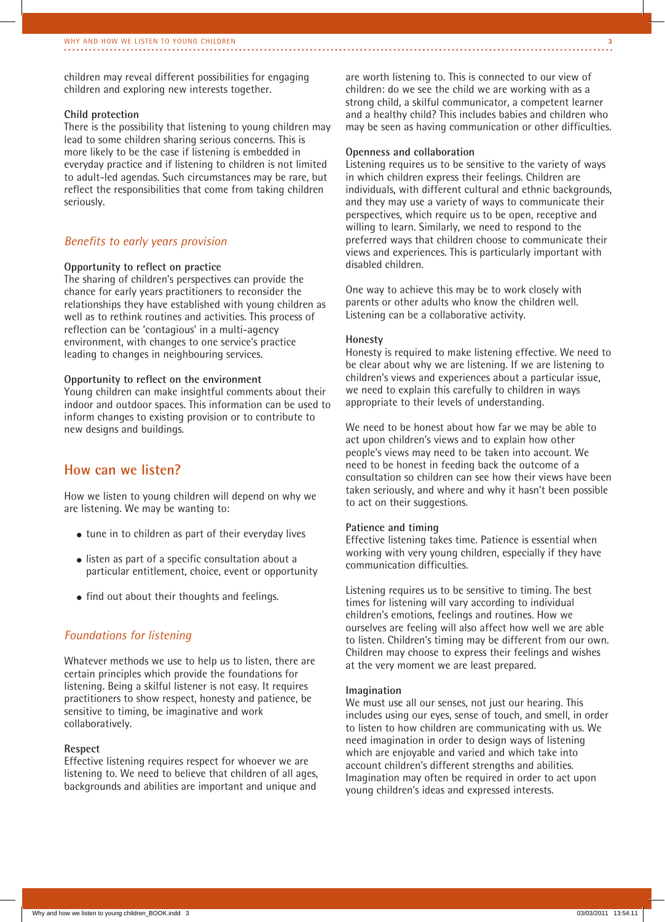children may reveal different possibilities for engaging children and exploring new interests together.

**Child protection**
There is the possibility that listening to young children may lead to some children sharing serious concerns. This is more likely to be the case if listening is embedded in everyday practice and if listening to children is not limited to adult-led agendas. Such circumstances may be rare, but reflect the responsibilities that come from taking children seriously.

### *Benefits to early years provision*

**Opportunity to reflect on practice**
The sharing of children's perspectives can provide the chance for early years practitioners to reconsider the relationships they have established with young children as well as to rethink routines and activities. This process of reflection can be 'contagious' in a multi-agency environment, with changes to one service's practice leading to changes in neighbouring services.

**Opportunity to reflect on the environment**
Young children can make insightful comments about their indoor and outdoor spaces. This information can be used to inform changes to existing provision or to contribute to new designs and buildings.

## How can we listen?

How we listen to young children will depend on why we are listening. We may be wanting to:

- tune in to children as part of their everyday lives
- listen as part of a specific consultation about a particular entitlement, choice, event or opportunity
- find out about their thoughts and feelings.

### *Foundations for listening*

Whatever methods we use to help us to listen, there are certain principles which provide the foundations for listening. Being a skilful listener is not easy. It requires practitioners to show respect, honesty and patience, be sensitive to timing, be imaginative and work collaboratively.

**Respect**
Effective listening requires respect for whoever we are listening to. We need to believe that children of all ages, backgrounds and abilities are important and unique and are worth listening to. This is connected to our view of children: do we see the child we are working with as a strong child, a skilful communicator, a competent learner and a healthy child? This includes babies and children who may be seen as having communication or other difficulties.

**Openness and collaboration**
Listening requires us to be sensitive to the variety of ways in which children express their feelings. Children are individuals, with different cultural and ethnic backgrounds, and they may use a variety of ways to communicate their perspectives, which require us to be open, receptive and willing to learn. Similarly, we need to respond to the preferred ways that children choose to communicate their views and experiences. This is particularly important with disabled children.

One way to achieve this may be to work closely with parents or other adults who know the children well. Listening can be a collaborative activity.

**Honesty**
Honesty is required to make listening effective. We need to be clear about why we are listening. If we are listening to children's views and experiences about a particular issue, we need to explain this carefully to children in ways appropriate to their levels of understanding.

We need to be honest about how far we may be able to act upon children's views and to explain how other people's views may need to be taken into account. We need to be honest in feeding back the outcome of a consultation so children can see how their views have been taken seriously, and where and why it hasn't been possible to act on their suggestions.

**Patience and timing**
Effective listening takes time. Patience is essential when working with very young children, especially if they have communication difficulties.

Listening requires us to be sensitive to timing. The best times for listening will vary according to individual children's emotions, feelings and routines. How we ourselves are feeling will also affect how well we are able to listen. Children's timing may be different from our own. Children may choose to express their feelings and wishes at the very moment we are least prepared.

**Imagination**
We must use all our senses, not just our hearing. This includes using our eyes, sense of touch, and smell, in order to listen to how children are communicating with us. We need imagination in order to design ways of listening which are enjoyable and varied and which take into account children's different strengths and abilities. Imagination may often be required in order to act upon young children's ideas and expressed interests.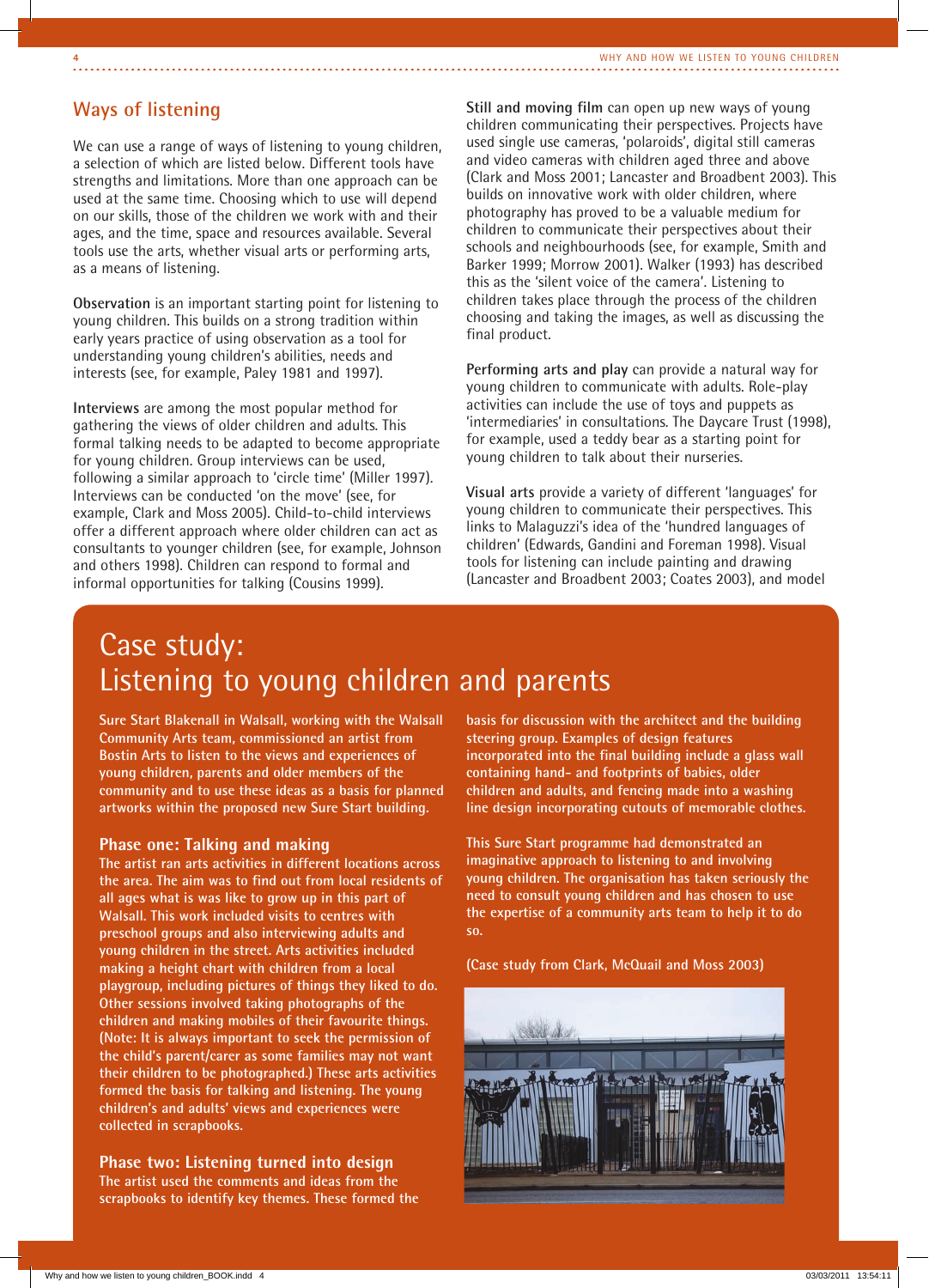## Ways of listening

We can use a range of ways of listening to young children, a selection of which are listed below. Different tools have strengths and limitations. More than one approach can be used at the same time. Choosing which to use will depend on our skills, those of the children we work with and their ages, and the time, space and resources available. Several tools use the arts, whether visual arts or performing arts, as a means of listening.

**Observation** is an important starting point for listening to young children. This builds on a strong tradition within early years practice of using observation as a tool for understanding young children's abilities, needs and interests (see, for example, Paley 1981 and 1997).

**Interviews** are among the most popular method for gathering the views of older children and adults. This formal talking needs to be adapted to become appropriate for young children. Group interviews can be used, following a similar approach to 'circle time' (Miller 1997). Interviews can be conducted 'on the move' (see, for example, Clark and Moss 2005). Child-to-child interviews offer a different approach where older children can act as consultants to younger children (see, for example, Johnson and others 1998). Children can respond to formal and informal opportunities for talking (Cousins 1999).

**Still and moving film** can open up new ways of young children communicating their perspectives. Projects have used single use cameras, 'polaroids', digital still cameras and video cameras with children aged three and above (Clark and Moss 2001; Lancaster and Broadbent 2003). This builds on innovative work with older children, where photography has proved to be a valuable medium for children to communicate their perspectives about their schools and neighbourhoods (see, for example, Smith and Barker 1999; Morrow 2001). Walker (1993) has described this as the 'silent voice of the camera'. Listening to children takes place through the process of the children choosing and taking the images, as well as discussing the final product.

**Performing arts and play** can provide a natural way for young children to communicate with adults. Role-play activities can include the use of toys and puppets as 'intermediaries' in consultations. The Daycare Trust (1998), for example, used a teddy bear as a starting point for young children to talk about their nurseries.

**Visual arts** provide a variety of different 'languages' for young children to communicate their perspectives. This links to Malaguzzi's idea of the 'hundred languages of children' (Edwards, Gandini and Foreman 1998). Visual tools for listening can include painting and drawing (Lancaster and Broadbent 2003; Coates 2003), and model

## Case study: Listening to young children and parents

**Sure Start Blakenall in Walsall, working with the Walsall Community Arts team, commissioned an artist from Bostin Arts to listen to the views and experiences of young children, parents and older members of the community and to use these ideas as a basis for planned artworks within the proposed new Sure Start building.**

### Phase one: Talking and making

The artist ran arts activities in different locations across the area. The aim was to find out from local residents of all ages what is was like to grow up in this part of Walsall. This work included visits to centres with preschool groups and also interviewing adults and young children in the street. Arts activities included making a height chart with children from a local playgroup, including pictures of things they liked to do. Other sessions involved taking photographs of the children and making mobiles of their favourite things. (Note: It is always important to seek the permission of the child's parent/carer as some families may not want their children to be photographed.) These arts activities formed the basis for talking and listening. The young children's and adults' views and experiences were collected in scrapbooks.

### Phase two: Listening turned into design

The artist used the comments and ideas from the scrapbooks to identify key themes. These formed the basis for discussion with the architect and the building steering group. Examples of design features incorporated into the final building include a glass wall containing hand- and footprints of babies, older children and adults, and fencing made into a washing line design incorporating cutouts of memorable clothes.

This Sure Start programme had demonstrated an imaginative approach to listening to and involving young children. The organisation has taken seriously the need to consult young children and has chosen to use the expertise of a community arts team to help it to do so.

(Case study from Clark, McQuail and Moss 2003)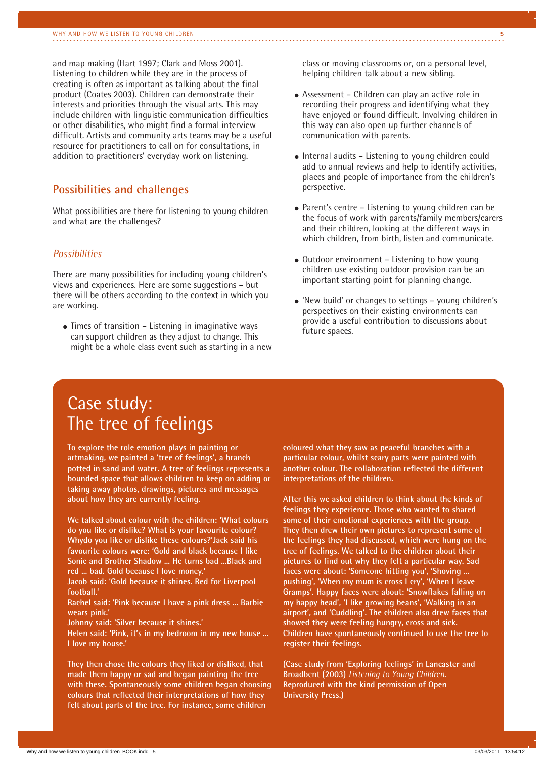and map making (Hart 1997; Clark and Moss 2001). Listening to children while they are in the process of creating is often as important as talking about the final product (Coates 2003). Children can demonstrate their interests and priorities through the visual arts. This may include children with linguistic communication difficulties or other disabilities, who might find a formal interview difficult. Artists and community arts teams may be a useful resource for practitioners to call on for consultations, in addition to practitioners' everyday work on listening.

## Possibilities and challenges

What possibilities are there for listening to young children and what are the challenges?

### *Possibilities*

There are many possibilities for including young children's views and experiences. Here are some suggestions – but there will be others according to the context in which you are working.

- Times of transition – Listening in imaginative ways can support children as they adjust to change. This might be a whole class event such as starting in a new class or moving classrooms or, on a personal level, helping children talk about a new sibling.
- Assessment – Children can play an active role in recording their progress and identifying what they have enjoyed or found difficult. Involving children in this way can also open up further channels of communication with parents.
- Internal audits – Listening to young children could add to annual reviews and help to identify activities, places and people of importance from the children's perspective.
- Parent's centre – Listening to young children can be the focus of work with parents/family members/carers and their children, looking at the different ways in which children, from birth, listen and communicate.
- Outdoor environment – Listening to how young children use existing outdoor provision can be an important starting point for planning change.
- 'New build' or changes to settings – young children's perspectives on their existing environments can provide a useful contribution to discussions about future spaces.

## Case study: The tree of feelings

**To explore the role emotion plays in painting or artmaking, we painted a 'tree of feelings', a branch potted in sand and water. A tree of feelings represents a bounded space that allows children to keep on adding or taking away photos, drawings, pictures and messages about how they are currently feeling.**

**We talked about colour with the children: 'What colours do you like or dislike? What is your favourite colour? Whydo you like or dislike these colours?'Jack said his favourite colours were: 'Gold and black because I like Sonic and Brother Shadow ... He turns bad ...Black and red ... bad. Gold because I love money.'**
**Jacob said: 'Gold because it shines. Red for Liverpool football.'**
**Rachel said: 'Pink because I have a pink dress ... Barbie wears pink.'**
**Johnny said: 'Silver because it shines.'**
**Helen said: 'Pink, it's in my bedroom in my new house ... I love my house.'**

**They then chose the colours they liked or disliked, that made them happy or sad and began painting the tree with these. Spontaneously some children began choosing colours that reflected their interpretations of how they felt about parts of the tree. For instance, some children coloured what they saw as peaceful branches with a particular colour, whilst scary parts were painted with another colour. The collaboration reflected the different interpretations of the children.**

**After this we asked children to think about the kinds of feelings they experience. Those who wanted to shared some of their emotional experiences with the group. They then drew their own pictures to represent some of the feelings they had discussed, which were hung on the tree of feelings. We talked to the children about their pictures to find out why they felt a particular way. Sad faces were about: 'Someone hitting you', 'Shoving ... pushing', 'When my mum is cross I cry', 'When I leave Gramps'. Happy faces were about: 'Snowflakes falling on my happy head', 'I like growing beans', 'Walking in an airport', and 'Cuddling'. The children also drew faces that showed they were feeling hungry, cross and sick. Children have spontaneously continued to use the tree to register their feelings.**

**(Case study from 'Exploring feelings' in Lancaster and Broadbent (2003) *Listening to Young Children.* Reproduced with the kind permission of Open University Press.)**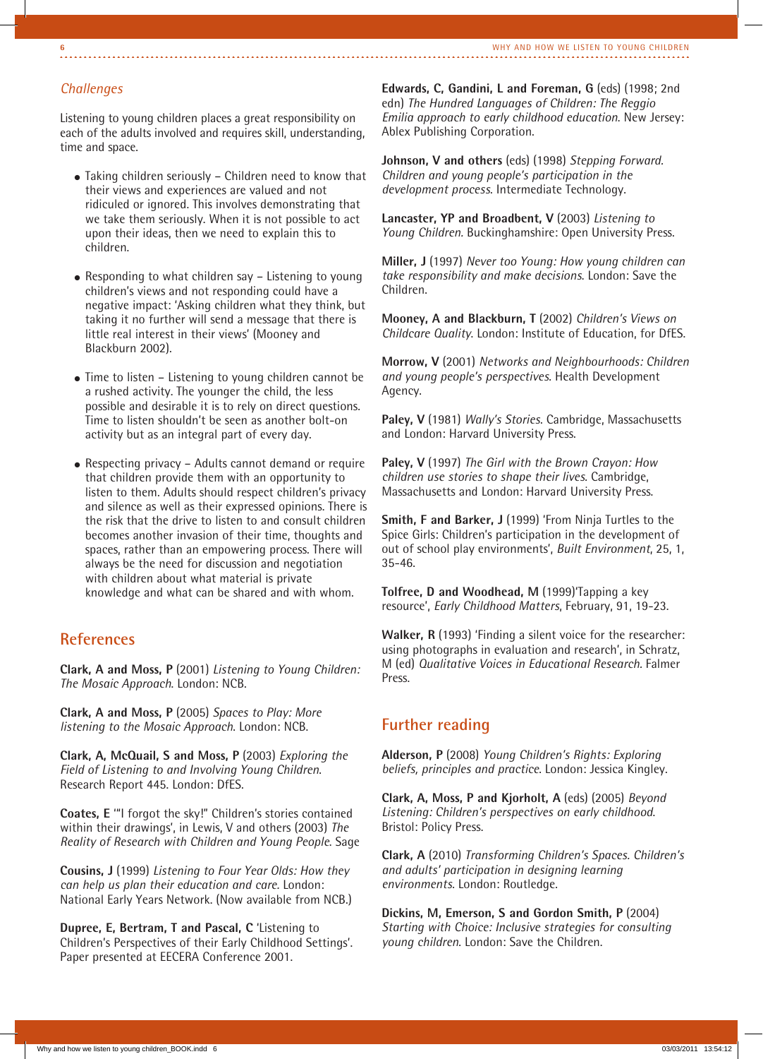### *Challenges*

Listening to young children places a great responsibility on each of the adults involved and requires skill, understanding, time and space.

- Taking children seriously – Children need to know that their views and experiences are valued and not ridiculed or ignored. This involves demonstrating that we take them seriously. When it is not possible to act upon their ideas, then we need to explain this to children.

- Responding to what children say – Listening to young children's views and not responding could have a negative impact: 'Asking children what they think, but taking it no further will send a message that there is little real interest in their views' (Mooney and Blackburn 2002).

- Time to listen – Listening to young children cannot be a rushed activity. The younger the child, the less possible and desirable it is to rely on direct questions. Time to listen shouldn't be seen as another bolt-on activity but as an integral part of every day.

- Respecting privacy – Adults cannot demand or require that children provide them with an opportunity to listen to them. Adults should respect children's privacy and silence as well as their expressed opinions. There is the risk that the drive to listen to and consult children becomes another invasion of their time, thoughts and spaces, rather than an empowering process. There will always be the need for discussion and negotiation with children about what material is private knowledge and what can be shared and with whom.

## References

**Clark, A and Moss, P** (2001) *Listening to Young Children: The Mosaic Approach*. London: NCB.

**Clark, A and Moss, P** (2005) *Spaces to Play: More listening to the Mosaic Approach*. London: NCB.

**Clark, A, McQuail, S and Moss, P** (2003) *Exploring the Field of Listening to and Involving Young Children.* Research Report 445. London: DfES.

**Coates, E** '"I forgot the sky!" Children's stories contained within their drawings', in Lewis, V and others (2003) *The Reality of Research with Children and Young People.* Sage

**Cousins, J** (1999) *Listening to Four Year Olds: How they can help us plan their education and care.* London: National Early Years Network. (Now available from NCB.)

**Dupree, E, Bertram, T and Pascal, C** 'Listening to Children's Perspectives of their Early Childhood Settings'. Paper presented at EECERA Conference 2001.

**Edwards, C, Gandini, L and Foreman, G** (eds) (1998; 2nd edn) *The Hundred Languages of Children: The Reggio Emilia approach to early childhood education.* New Jersey: Ablex Publishing Corporation.

**Johnson, V and others** (eds) (1998) *Stepping Forward. Children and young people's participation in the development process.* Intermediate Technology.

**Lancaster, YP and Broadbent, V** (2003) *Listening to Young Children.* Buckinghamshire: Open University Press.

**Miller, J** (1997) *Never too Young: How young children can take responsibility and make decisions.* London: Save the Children.

**Mooney, A and Blackburn, T** (2002) *Children's Views on Childcare Quality.* London: Institute of Education, for DfES.

**Morrow, V** (2001) *Networks and Neighbourhoods: Children and young people's perspectives.* Health Development Agency.

**Paley, V** (1981) *Wally's Stories.* Cambridge, Massachusetts and London: Harvard University Press.

**Paley, V** (1997) *The Girl with the Brown Crayon: How children use stories to shape their lives.* Cambridge, Massachusetts and London: Harvard University Press.

**Smith, F and Barker, J** (1999) 'From Ninja Turtles to the Spice Girls: Children's participation in the development of out of school play environments', *Built Environment*, 25, 1, 35-46.

**Tolfree, D and Woodhead, M** (1999)'Tapping a key resource', *Early Childhood Matters*, February, 91, 19-23.

**Walker, R** (1993) 'Finding a silent voice for the researcher: using photographs in evaluation and research', in Schratz, M (ed) *Qualitative Voices in Educational Research.* Falmer Press.

## Further reading

**Alderson, P** (2008) *Young Children's Rights: Exploring beliefs, principles and practice.* London: Jessica Kingley.

**Clark, A, Moss, P and Kjorholt, A** (eds) (2005) *Beyond Listening: Children's perspectives on early childhood.* Bristol: Policy Press.

**Clark, A** (2010) *Transforming Children's Spaces. Children's and adults' participation in designing learning environments.* London: Routledge.

**Dickins, M, Emerson, S and Gordon Smith, P** (2004) *Starting with Choice: Inclusive strategies for consulting young children.* London: Save the Children.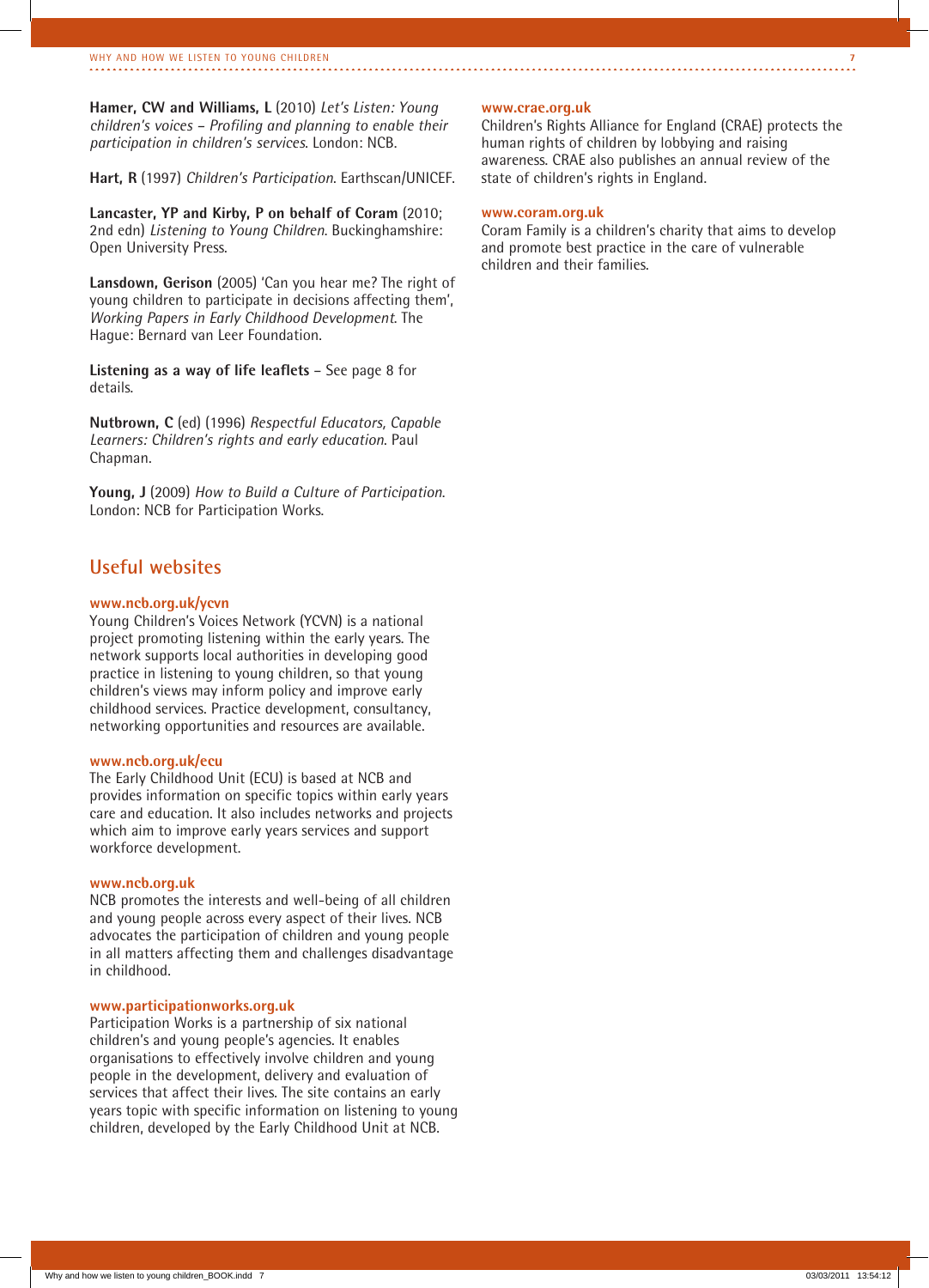**Hamer, CW and Williams, L** (2010) *Let's Listen: Young children's voices – Profiling and planning to enable their participation in children's services*. London: NCB.

**Hart, R** (1997) *Children's Participation*. Earthscan/UNICEF.

**Lancaster, YP and Kirby, P on behalf of Coram** (2010; 2nd edn) *Listening to Young Children*. Buckinghamshire: Open University Press.

**Lansdown, Gerison** (2005) 'Can you hear me? The right of young children to participate in decisions affecting them', *Working Papers in Early Childhood Development*. The Hague: Bernard van Leer Foundation.

**Listening as a way of life leaflets** – See page 8 for details.

**Nutbrown, C** (ed) (1996) *Respectful Educators, Capable Learners: Children's rights and early education*. Paul Chapman.

**Young, J** (2009) *How to Build a Culture of Participation*. London: NCB for Participation Works.

## Useful websites

**www.ncb.org.uk/ycvn**
Young Children's Voices Network (YCVN) is a national project promoting listening within the early years. The network supports local authorities in developing good practice in listening to young children, so that young children's views may inform policy and improve early childhood services. Practice development, consultancy, networking opportunities and resources are available.

**www.ncb.org.uk/ecu**
The Early Childhood Unit (ECU) is based at NCB and provides information on specific topics within early years care and education. It also includes networks and projects which aim to improve early years services and support workforce development.

**www.ncb.org.uk**
NCB promotes the interests and well-being of all children and young people across every aspect of their lives. NCB advocates the participation of children and young people in all matters affecting them and challenges disadvantage in childhood.

**www.participationworks.org.uk**
Participation Works is a partnership of six national children's and young people's agencies. It enables organisations to effectively involve children and young people in the development, delivery and evaluation of services that affect their lives. The site contains an early years topic with specific information on listening to young children, developed by the Early Childhood Unit at NCB.

**www.crae.org.uk**
Children's Rights Alliance for England (CRAE) protects the human rights of children by lobbying and raising awareness. CRAE also publishes an annual review of the state of children's rights in England.

**www.coram.org.uk**
Coram Family is a children's charity that aims to develop and promote best practice in the care of vulnerable children and their families.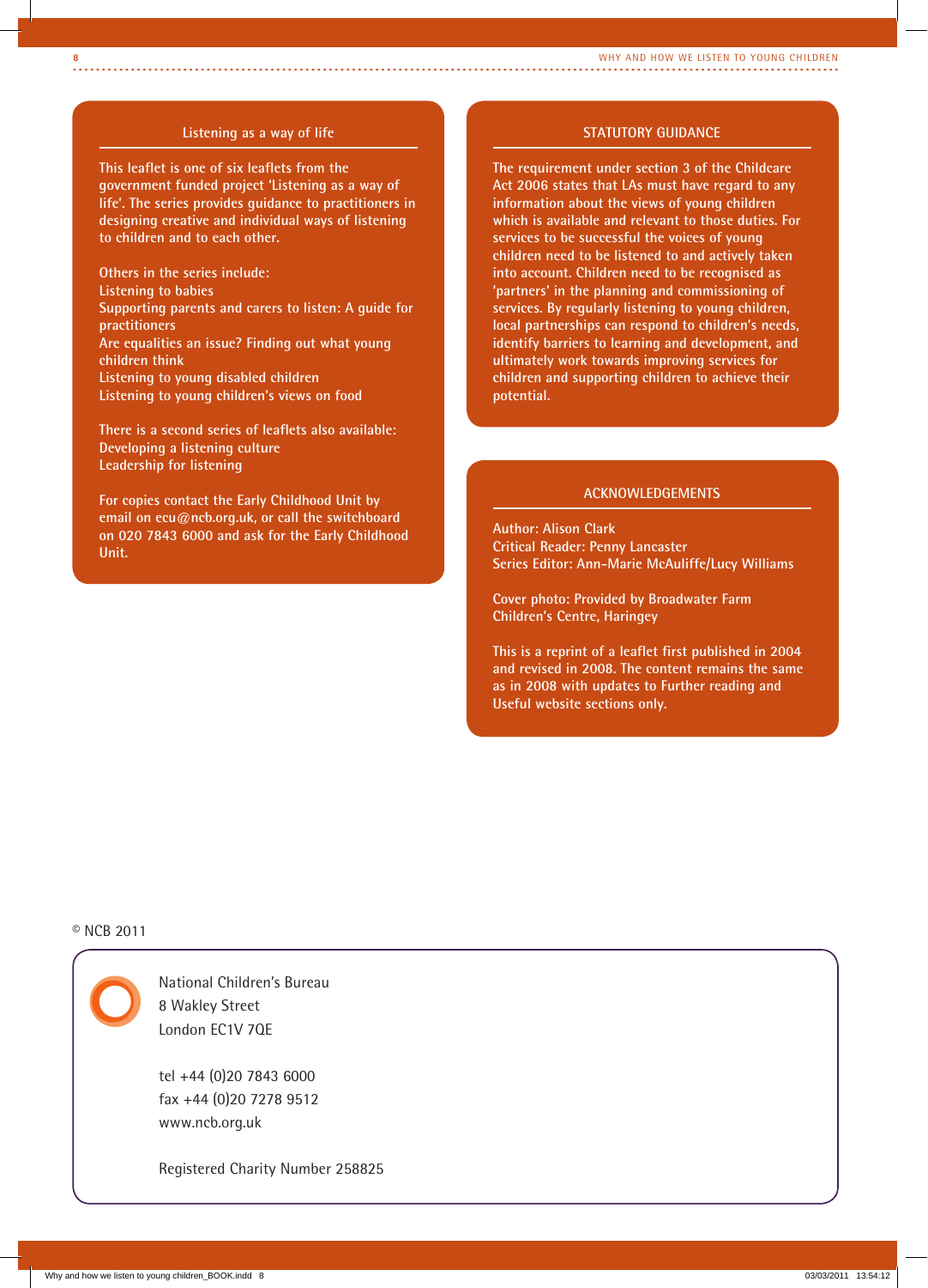## Listening as a way of life

This leaflet is one of six leaflets from the government funded project 'Listening as a way of life'. The series provides guidance to practitioners in designing creative and individual ways of listening to children and to each other.

Others in the series include:
Listening to babies
Supporting parents and carers to listen: A guide for practitioners
Are equalities an issue? Finding out what young children think
Listening to young disabled children
Listening to young children's views on food

There is a second series of leaflets also available:
Developing a listening culture
Leadership for listening

For copies contact the Early Childhood Unit by email on ecu@ncb.org.uk, or call the switchboard on 020 7843 6000 and ask for the Early Childhood Unit.

## STATUTORY GUIDANCE

The requirement under section 3 of the Childcare Act 2006 states that LAs must have regard to any information about the views of young children which is available and relevant to those duties. For services to be successful the voices of young children need to be listened to and actively taken into account. Children need to be recognised as 'partners' in the planning and commissioning of services. By regularly listening to young children, local partnerships can respond to children's needs, identify barriers to learning and development, and ultimately work towards improving services for children and supporting children to achieve their potential.

## ACKNOWLEDGEMENTS

Author: Alison Clark
Critical Reader: Penny Lancaster
Series Editor: Ann-Marie McAuliffe/Lucy Williams

Cover photo: Provided by Broadwater Farm Children's Centre, Haringey

This is a reprint of a leaflet first published in 2004 and revised in 2008. The content remains the same as in 2008 with updates to Further reading and Useful website sections only.

© NCB 2011

National Children's Bureau
8 Wakley Street
London EC1V 7QE

tel +44 (0)20 7843 6000
fax +44 (0)20 7278 9512
www.ncb.org.uk

Registered Charity Number 258825